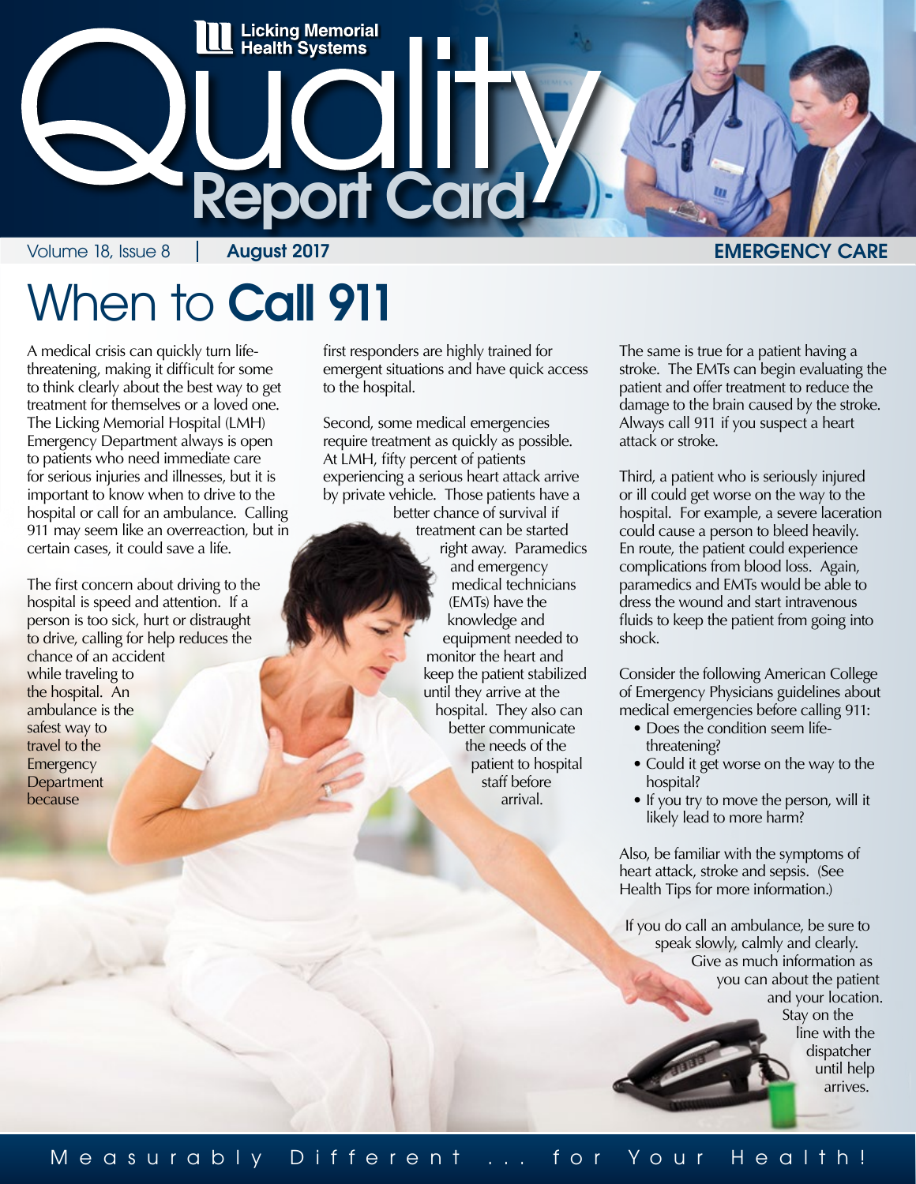# Licking Memorial Health Systems

# Quality Report Card

Volume 18, Issue 8 | **August 2017** | **EMERGENCY CARE**

# When to **Call 911**

A medical crisis can quickly turn life-threatening, making it difficult for some to think clearly about the best way to get treatment for themselves or a loved one. The Licking Memorial Hospital (LMH) Emergency Department always is open to patients who need immediate care for serious injuries and illnesses, but it is important to know when to drive to the hospital or call for an ambulance. Calling 911 may seem like an overreaction, but in certain cases, it could save a life.

The first concern about driving to the hospital is speed and attention. If a person is too sick, hurt or distraught to drive, calling for help reduces the chance of an accident while traveling to the hospital. An ambulance is the safest way to travel to the Emergency Department because first responders are highly trained for emergent situations and have quick access to the hospital.

Second, some medical emergencies require treatment as quickly as possible. At LMH, fifty percent of patients experiencing a serious heart attack arrive by private vehicle. Those patients have a better chance of survival if treatment can be started right away. Paramedics and emergency medical technicians (EMTs) have the knowledge and equipment needed to monitor the heart and keep the patient stabilized until they arrive at the hospital. They also can better communicate the needs of the patient to hospital staff before arrival.

The same is true for a patient having a stroke. The EMTs can begin evaluating the patient and offer treatment to reduce the damage to the brain caused by the stroke. Always call 911 if you suspect a heart attack or stroke.

Third, a patient who is seriously injured or ill could get worse on the way to the hospital. For example, a severe laceration could cause a person to bleed heavily. En route, the patient could experience complications from blood loss. Again, paramedics and EMTs would be able to dress the wound and start intravenous fluids to keep the patient from going into shock.

Consider the following American College of Emergency Physicians guidelines about medical emergencies before calling 911:

- Does the condition seem life-threatening?
- Could it get worse on the way to the hospital?
- If you try to move the person, will it likely lead to more harm?

Also, be familiar with the symptoms of heart attack, stroke and sepsis. (See Health Tips for more information.)

If you do call an ambulance, be sure to speak slowly, calmly and clearly. Give as much information as you can about the patient and your location. Stay on the line with the dispatcher until help arrives.

Measurably Different ... for Your Health!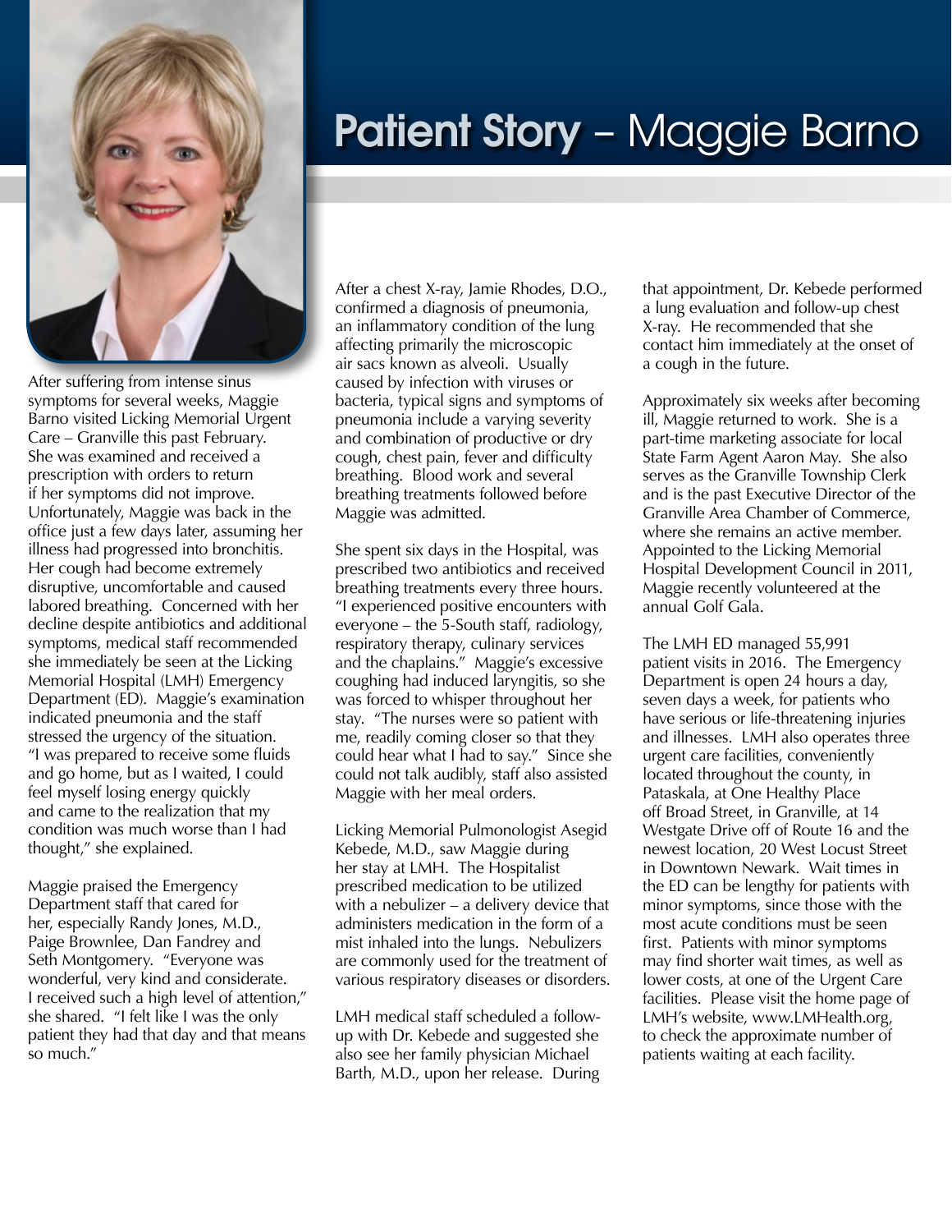# Patient Story – Maggie Barno

After suffering from intense sinus symptoms for several weeks, Maggie Barno visited Licking Memorial Urgent Care – Granville this past February. She was examined and received a prescription with orders to return if her symptoms did not improve. Unfortunately, Maggie was back in the office just a few days later, assuming her illness had progressed into bronchitis. Her cough had become extremely disruptive, uncomfortable and caused labored breathing. Concerned with her decline despite antibiotics and additional symptoms, medical staff recommended she immediately be seen at the Licking Memorial Hospital (LMH) Emergency Department (ED). Maggie's examination indicated pneumonia and the staff stressed the urgency of the situation. "I was prepared to receive some fluids and go home, but as I waited, I could feel myself losing energy quickly and came to the realization that my condition was much worse than I had thought," she explained.

Maggie praised the Emergency Department staff that cared for her, especially Randy Jones, M.D., Paige Brownlee, Dan Fandrey and Seth Montgomery. "Everyone was wonderful, very kind and considerate. I received such a high level of attention," she shared. "I felt like I was the only patient they had that day and that means so much."

After a chest X-ray, Jamie Rhodes, D.O., confirmed a diagnosis of pneumonia, an inflammatory condition of the lung affecting primarily the microscopic air sacs known as alveoli. Usually caused by infection with viruses or bacteria, typical signs and symptoms of pneumonia include a varying severity and combination of productive or dry cough, chest pain, fever and difficulty breathing. Blood work and several breathing treatments followed before Maggie was admitted.

She spent six days in the Hospital, was prescribed two antibiotics and received breathing treatments every three hours. "I experienced positive encounters with everyone – the 5-South staff, radiology, respiratory therapy, culinary services and the chaplains." Maggie's excessive coughing had induced laryngitis, so she was forced to whisper throughout her stay. "The nurses were so patient with me, readily coming closer so that they could hear what I had to say." Since she could not talk audibly, staff also assisted Maggie with her meal orders.

Licking Memorial Pulmonologist Asegid Kebede, M.D., saw Maggie during her stay at LMH. The Hospitalist prescribed medication to be utilized with a nebulizer – a delivery device that administers medication in the form of a mist inhaled into the lungs. Nebulizers are commonly used for the treatment of various respiratory diseases or disorders.

LMH medical staff scheduled a follow-up with Dr. Kebede and suggested she also see her family physician Michael Barth, M.D., upon her release. During that appointment, Dr. Kebede performed a lung evaluation and follow-up chest X-ray. He recommended that she contact him immediately at the onset of a cough in the future.

Approximately six weeks after becoming ill, Maggie returned to work. She is a part-time marketing associate for local State Farm Agent Aaron May. She also serves as the Granville Township Clerk and is the past Executive Director of the Granville Area Chamber of Commerce, where she remains an active member. Appointed to the Licking Memorial Hospital Development Council in 2011, Maggie recently volunteered at the annual Golf Gala.

The LMH ED managed 55,991 patient visits in 2016. The Emergency Department is open 24 hours a day, seven days a week, for patients who have serious or life-threatening injuries and illnesses. LMH also operates three urgent care facilities, conveniently located throughout the county, in Pataskala, at One Healthy Place off Broad Street, in Granville, at 14 Westgate Drive off of Route 16 and the newest location, 20 West Locust Street in Downtown Newark. Wait times in the ED can be lengthy for patients with minor symptoms, since those with the most acute conditions must be seen first. Patients with minor symptoms may find shorter wait times, as well as lower costs, at one of the Urgent Care facilities. Please visit the home page of LMH's website, www.LMHealth.org, to check the approximate number of patients waiting at each facility.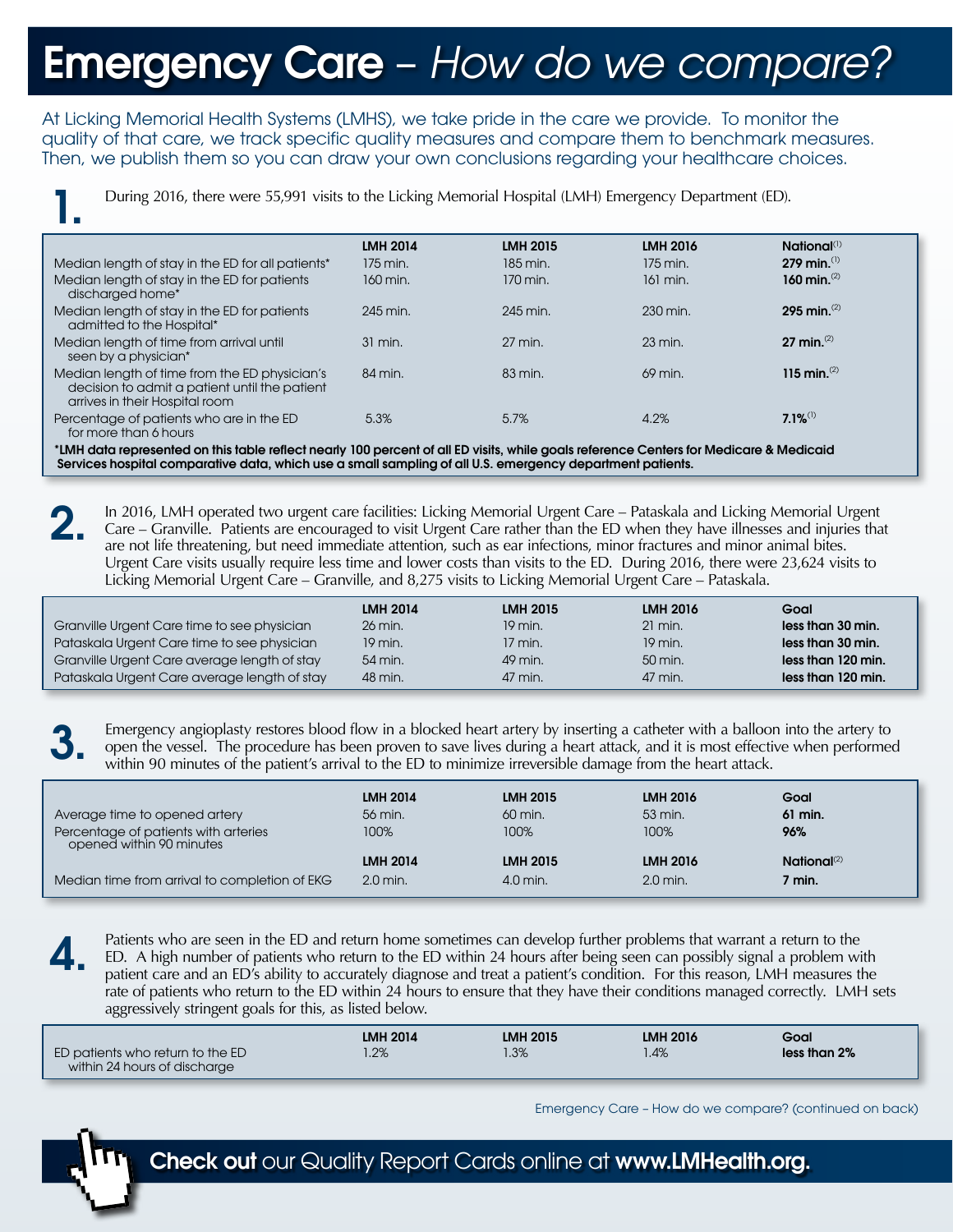# Emergency Care – *How do we compare?*

At Licking Memorial Health Systems (LMHS), we take pride in the care we provide. To monitor the quality of that care, we track specific quality measures and compare them to benchmark measures. Then, we publish them so you can draw your own conclusions regarding your healthcare choices.

**1.** During 2016, there were 55,991 visits to the Licking Memorial Hospital (LMH) Emergency Department (ED).

| | LMH 2014 | LMH 2015 | LMH 2016 | National[1] |
|---|---|---|---|---|
| Median length of stay in the ED for all patients* | 175 min. | 185 min. | 175 min. | **279 min.**[1] |
| Median length of stay in the ED for patients discharged home* | 160 min. | 170 min. | 161 min. | **160 min.**[2] |
| Median length of stay in the ED for patients admitted to the Hospital* | 245 min. | 245 min. | 230 min. | **295 min.**[2] |
| Median length of time from arrival until seen by a physician* | 31 min. | 27 min. | 23 min. | **27 min.**[2] |
| Median length of time from the ED physician's decision to admit a patient until the patient arrives in their Hospital room | 84 min. | 83 min. | 69 min. | **115 min.**[2] |
| Percentage of patients who are in the ED for more than 6 hours | 5.3% | 5.7% | 4.2% | **7.1%**[1] |

**\*LMH data represented on this table reflect nearly 100 percent of all ED visits, while goals reference Centers for Medicare & Medicaid Services hospital comparative data, which use a small sampling of all U.S. emergency department patients.**

**2.** In 2016, LMH operated two urgent care facilities: Licking Memorial Urgent Care – Pataskala and Licking Memorial Urgent Care – Granville. Patients are encouraged to visit Urgent Care rather than the ED when they have illnesses and injuries that are not life threatening, but need immediate attention, such as ear infections, minor fractures and minor animal bites. Urgent Care visits usually require less time and lower costs than visits to the ED. During 2016, there were 23,624 visits to Licking Memorial Urgent Care – Granville, and 8,275 visits to Licking Memorial Urgent Care – Pataskala.

| | LMH 2014 | LMH 2015 | LMH 2016 | Goal |
|---|---|---|---|---|
| Granville Urgent Care time to see physician | 26 min. | 19 min. | 21 min. | **less than 30 min.** |
| Pataskala Urgent Care time to see physician | 19 min. | 17 min. | 19 min. | **less than 30 min.** |
| Granville Urgent Care average length of stay | 54 min. | 49 min. | 50 min. | **less than 120 min.** |
| Pataskala Urgent Care average length of stay | 48 min. | 47 min. | 47 min. | **less than 120 min.** |

**3.** Emergency angioplasty restores blood flow in a blocked heart artery by inserting a catheter with a balloon into the artery to open the vessel. The procedure has been proven to save lives during a heart attack, and it is most effective when performed within 90 minutes of the patient's arrival to the ED to minimize irreversible damage from the heart attack.

| | LMH 2014 | LMH 2015 | LMH 2016 | Goal |
|---|---|---|---|---|
| Average time to opened artery | 56 min. | 60 min. | 53 min. | **61 min.** |
| Percentage of patients with arteries opened within 90 minutes | 100% | 100% | 100% | **96%** |
| | **LMH 2014** | **LMH 2015** | **LMH 2016** | **National[2]** |
| Median time from arrival to completion of EKG | 2.0 min. | 4.0 min. | 2.0 min. | **7 min.** |

**4.** Patients who are seen in the ED and return home sometimes can develop further problems that warrant a return to the ED. A high number of patients who return to the ED within 24 hours after being seen can possibly signal a problem with patient care and an ED's ability to accurately diagnose and treat a patient's condition. For this reason, LMH measures the rate of patients who return to the ED within 24 hours to ensure that they have their conditions managed correctly. LMH sets aggressively stringent goals for this, as listed below.

| | LMH 2014 | LMH 2015 | LMH 2016 | Goal |
|---|---|---|---|---|
| ED patients who return to the ED within 24 hours of discharge | 1.2% | 1.3% | 1.4% | **less than 2%** |

Emergency Care – How do we compare? (continued on back)

**Check out** our Quality Report Cards online at **www.LMHealth.org.**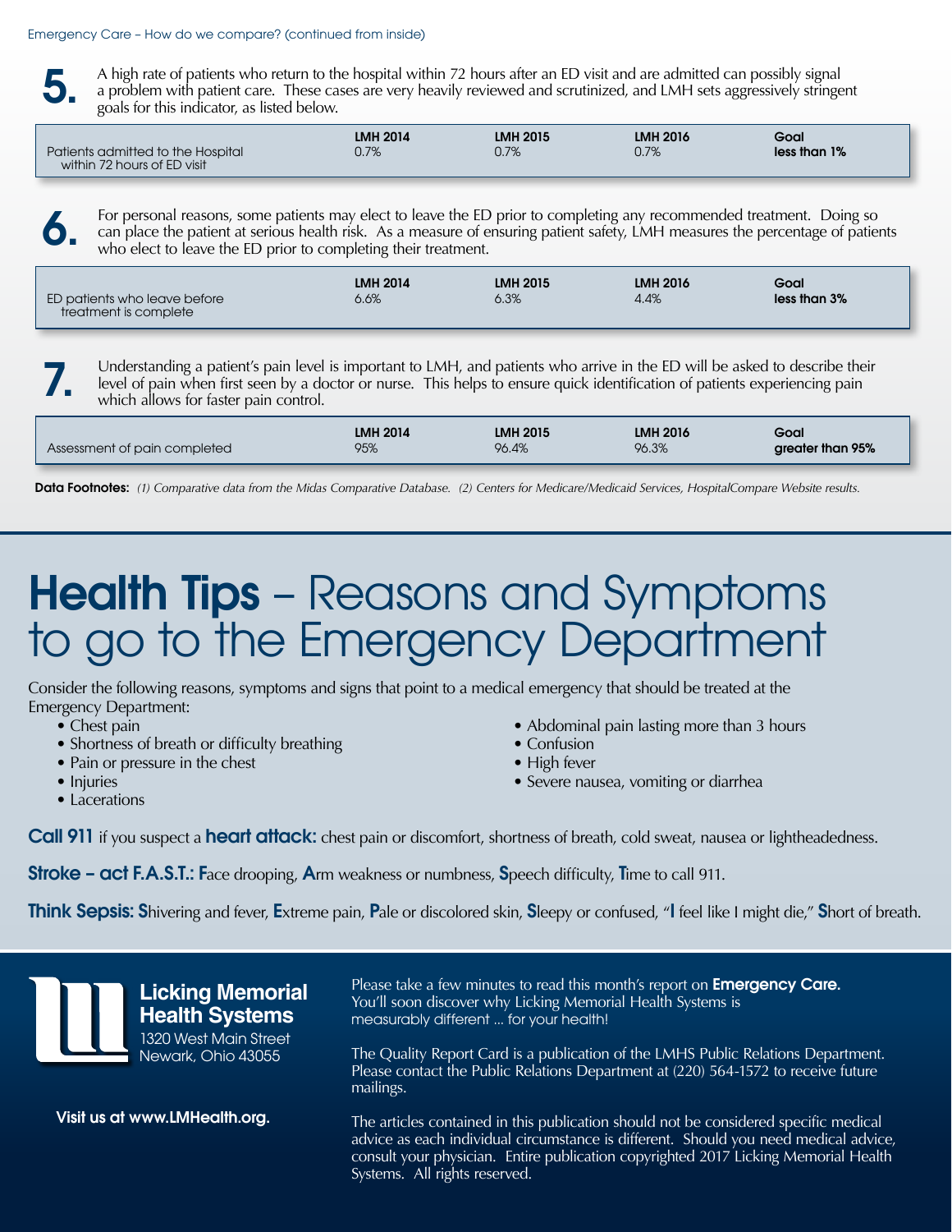Emergency Care – How do we compare? (continued from inside)

**5.** A high rate of patients who return to the hospital within 72 hours after an ED visit and are admitted can possibly signal a problem with patient care. These cases are very heavily reviewed and scrutinized, and LMH sets aggressively stringent goals for this indicator, as listed below.

| | LMH 2014 | LMH 2015 | LMH 2016 | Goal |
|---|---|---|---|---|
| Patients admitted to the Hospital within 72 hours of ED visit | 0.7% | 0.7% | 0.7% | **less than 1%** |

**6.** For personal reasons, some patients may elect to leave the ED prior to completing any recommended treatment. Doing so can place the patient at serious health risk. As a measure of ensuring patient safety, LMH measures the percentage of patients who elect to leave the ED prior to completing their treatment.

| | LMH 2014 | LMH 2015 | LMH 2016 | Goal |
|---|---|---|---|---|
| ED patients who leave before treatment is complete | 6.6% | 6.3% | 4.4% | **less than 3%** |

**7.** Understanding a patient's pain level is important to LMH, and patients who arrive in the ED will be asked to describe their level of pain when first seen by a doctor or nurse. This helps to ensure quick identification of patients experiencing pain which allows for faster pain control.

| | LMH 2014 | LMH 2015 | LMH 2016 | Goal |
|---|---|---|---|---|
| Assessment of pain completed | 95% | 96.4% | 96.3% | **greater than 95%** |

**Data Footnotes:** *(1) Comparative data from the Midas Comparative Database. (2) Centers for Medicare/Medicaid Services, HospitalCompare Website results.*

# **Health Tips** – Reasons and Symptoms to go to the Emergency Department

Consider the following reasons, symptoms and signs that point to a medical emergency that should be treated at the Emergency Department:

- Chest pain
- Shortness of breath or difficulty breathing
- Pain or pressure in the chest
- Injuries
- Lacerations
- Abdominal pain lasting more than 3 hours
- Confusion
- High fever
- Severe nausea, vomiting or diarrhea

**Call 911** if you suspect a **heart attack:** chest pain or discomfort, shortness of breath, cold sweat, nausea or lightheadedness.

**Stroke – act F.A.S.T.:** **F**ace drooping, **A**rm weakness or numbness, **S**peech difficulty, **T**ime to call 911.

**Think Sepsis:** **S**hivering and fever, **E**xtreme pain, **P**ale or discolored skin, **S**leepy or confused, "**I** feel like I might die," **S**hort of breath.

**Licking Memorial Health Systems**
1320 West Main Street
Newark, Ohio 43055

**Visit us at www.LMHealth.org.**

Please take a few minutes to read this month's report on **Emergency Care.** You'll soon discover why Licking Memorial Health Systems is measurably different ... for your health!

The Quality Report Card is a publication of the LMHS Public Relations Department. Please contact the Public Relations Department at (220) 564-1572 to receive future mailings.

The articles contained in this publication should not be considered specific medical advice as each individual circumstance is different. Should you need medical advice, consult your physician. Entire publication copyrighted 2017 Licking Memorial Health Systems. All rights reserved.